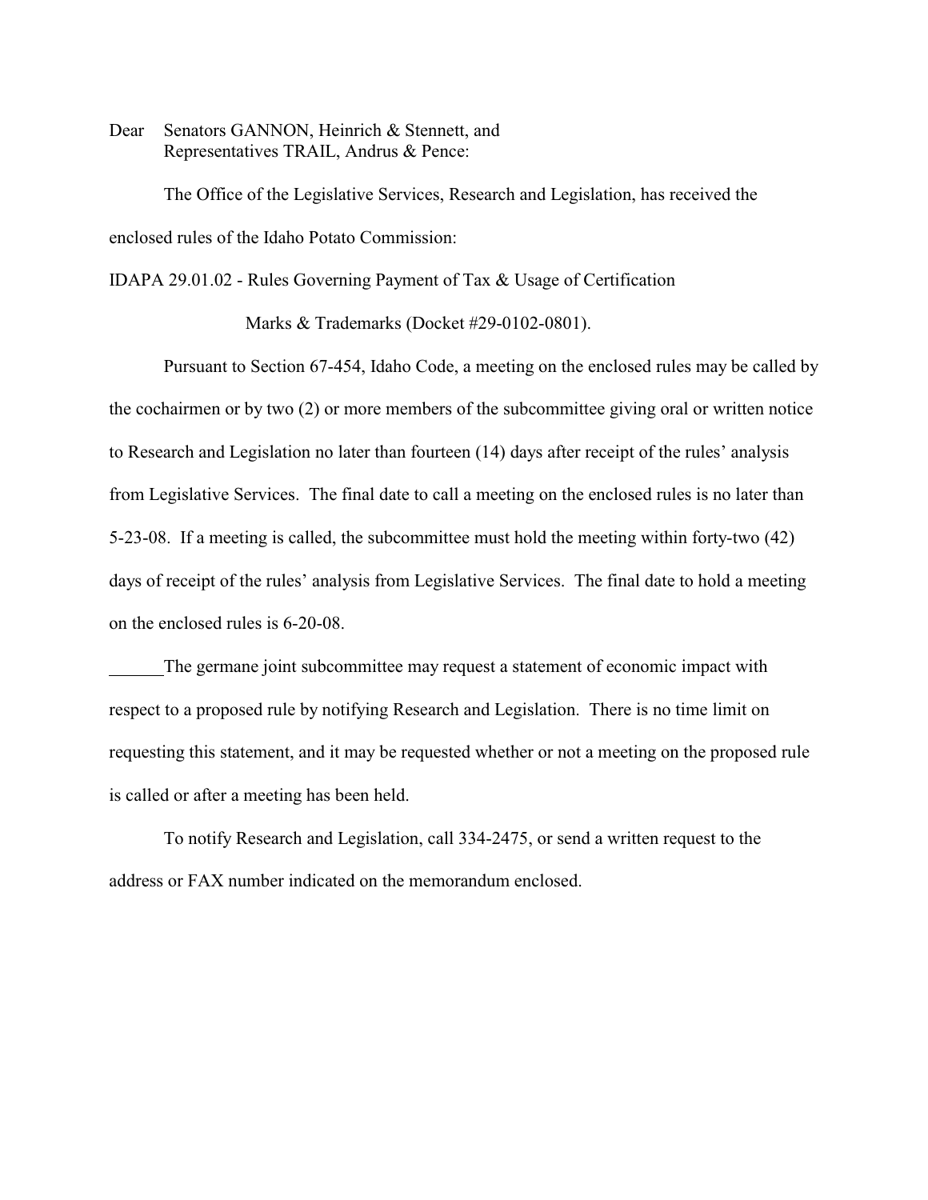Dear Senators GANNON, Heinrich & Stennett, and
Representatives TRAIL, Andrus & Pence:

The Office of the Legislative Services, Research and Legislation, has received the enclosed rules of the Idaho Potato Commission:

IDAPA 29.01.02 - Rules Governing Payment of Tax & Usage of Certification Marks & Trademarks (Docket #29-0102-0801).

Pursuant to Section 67-454, Idaho Code, a meeting on the enclosed rules may be called by the cochairmen or by two (2) or more members of the subcommittee giving oral or written notice to Research and Legislation no later than fourteen (14) days after receipt of the rules' analysis from Legislative Services. The final date to call a meeting on the enclosed rules is no later than 5-23-08. If a meeting is called, the subcommittee must hold the meeting within forty-two (42) days of receipt of the rules' analysis from Legislative Services. The final date to hold a meeting on the enclosed rules is 6-20-08.

______The germane joint subcommittee may request a statement of economic impact with respect to a proposed rule by notifying Research and Legislation. There is no time limit on requesting this statement, and it may be requested whether or not a meeting on the proposed rule is called or after a meeting has been held.

To notify Research and Legislation, call 334-2475, or send a written request to the address or FAX number indicated on the memorandum enclosed.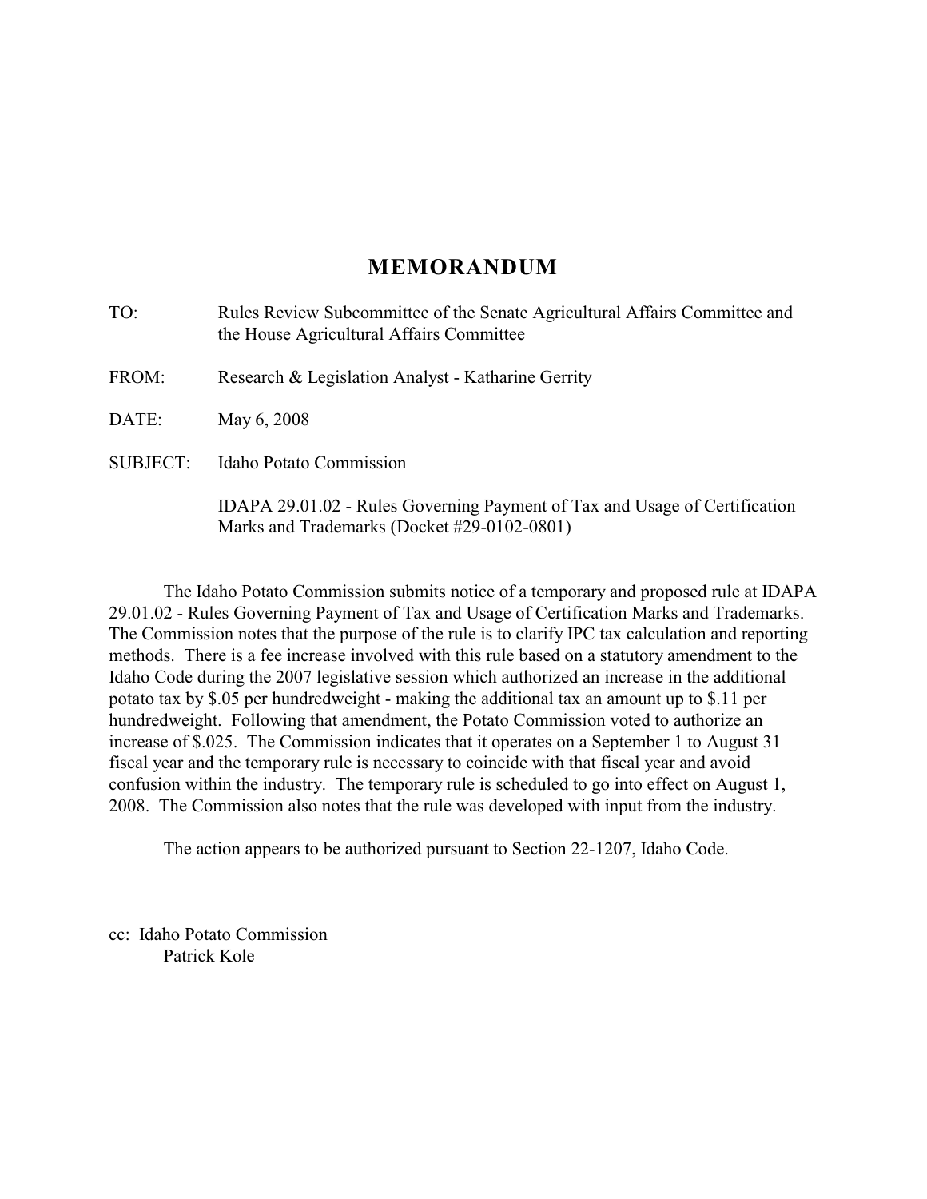# MEMORANDUM

TO: Rules Review Subcommittee of the Senate Agricultural Affairs Committee and the House Agricultural Affairs Committee

FROM: Research & Legislation Analyst - Katharine Gerrity

DATE: May 6, 2008

SUBJECT: Idaho Potato Commission

IDAPA 29.01.02 - Rules Governing Payment of Tax and Usage of Certification Marks and Trademarks (Docket #29-0102-0801)

The Idaho Potato Commission submits notice of a temporary and proposed rule at IDAPA 29.01.02 - Rules Governing Payment of Tax and Usage of Certification Marks and Trademarks. The Commission notes that the purpose of the rule is to clarify IPC tax calculation and reporting methods. There is a fee increase involved with this rule based on a statutory amendment to the Idaho Code during the 2007 legislative session which authorized an increase in the additional potato tax by $.05 per hundredweight - making the additional tax an amount up to $.11 per hundredweight. Following that amendment, the Potato Commission voted to authorize an increase of $.025. The Commission indicates that it operates on a September 1 to August 31 fiscal year and the temporary rule is necessary to coincide with that fiscal year and avoid confusion within the industry. The temporary rule is scheduled to go into effect on August 1, 2008. The Commission also notes that the rule was developed with input from the industry.

The action appears to be authorized pursuant to Section 22-1207, Idaho Code.

cc: Idaho Potato Commission
Patrick Kole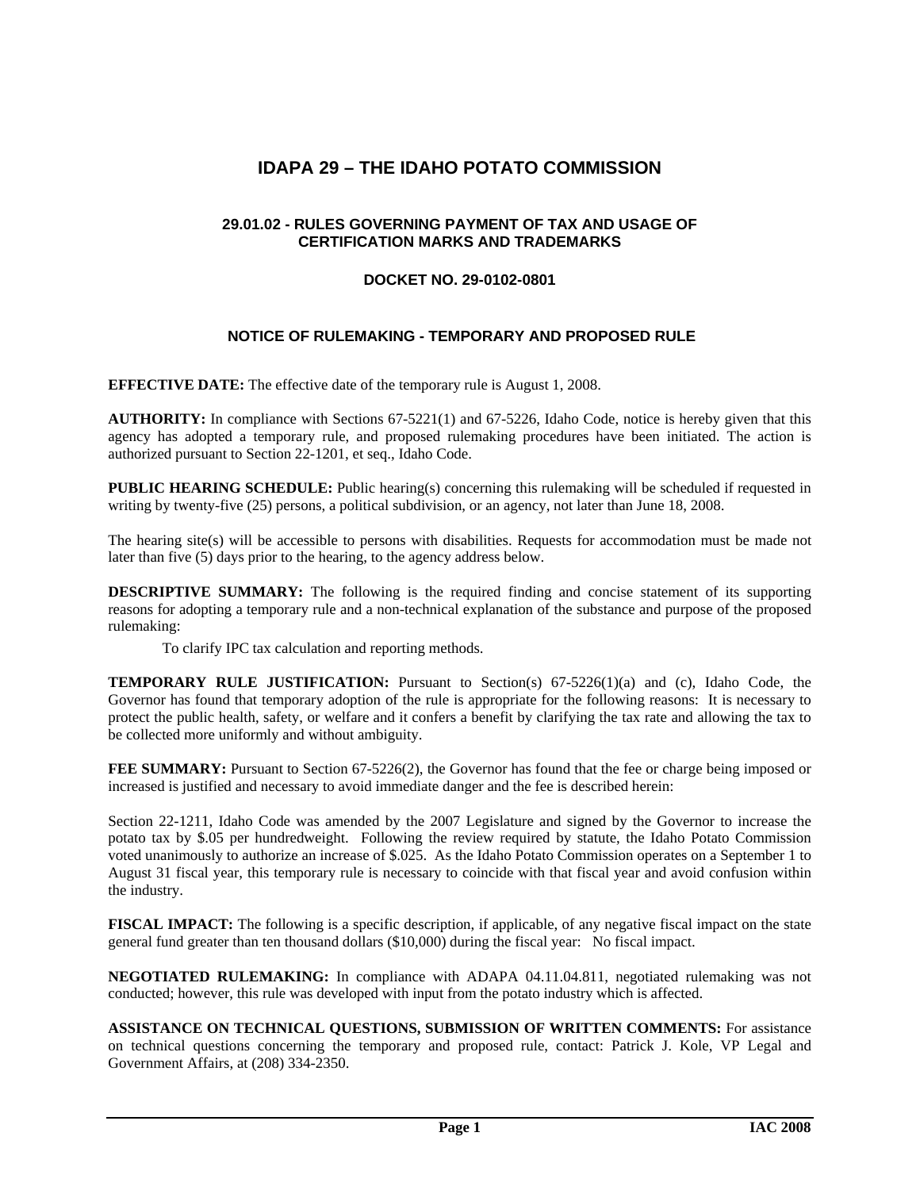# IDAPA 29 – THE IDAHO POTATO COMMISSION

## 29.01.02 - RULES GOVERNING PAYMENT OF TAX AND USAGE OF CERTIFICATION MARKS AND TRADEMARKS

### DOCKET NO. 29-0102-0801

### NOTICE OF RULEMAKING - TEMPORARY AND PROPOSED RULE

**EFFECTIVE DATE:** The effective date of the temporary rule is August 1, 2008.

**AUTHORITY:** In compliance with Sections 67-5221(1) and 67-5226, Idaho Code, notice is hereby given that this agency has adopted a temporary rule, and proposed rulemaking procedures have been initiated. The action is authorized pursuant to Section 22-1201, et seq., Idaho Code.

**PUBLIC HEARING SCHEDULE:** Public hearing(s) concerning this rulemaking will be scheduled if requested in writing by twenty-five (25) persons, a political subdivision, or an agency, not later than June 18, 2008.

The hearing site(s) will be accessible to persons with disabilities. Requests for accommodation must be made not later than five (5) days prior to the hearing, to the agency address below.

**DESCRIPTIVE SUMMARY:** The following is the required finding and concise statement of its supporting reasons for adopting a temporary rule and a non-technical explanation of the substance and purpose of the proposed rulemaking:

To clarify IPC tax calculation and reporting methods.

**TEMPORARY RULE JUSTIFICATION:** Pursuant to Section(s) 67-5226(1)(a) and (c), Idaho Code, the Governor has found that temporary adoption of the rule is appropriate for the following reasons: It is necessary to protect the public health, safety, or welfare and it confers a benefit by clarifying the tax rate and allowing the tax to be collected more uniformly and without ambiguity.

**FEE SUMMARY:** Pursuant to Section 67-5226(2), the Governor has found that the fee or charge being imposed or increased is justified and necessary to avoid immediate danger and the fee is described herein:

Section 22-1211, Idaho Code was amended by the 2007 Legislature and signed by the Governor to increase the potato tax by $.05 per hundredweight. Following the review required by statute, the Idaho Potato Commission voted unanimously to authorize an increase of $.025. As the Idaho Potato Commission operates on a September 1 to August 31 fiscal year, this temporary rule is necessary to coincide with that fiscal year and avoid confusion within the industry.

**FISCAL IMPACT:** The following is a specific description, if applicable, of any negative fiscal impact on the state general fund greater than ten thousand dollars ($10,000) during the fiscal year: No fiscal impact.

**NEGOTIATED RULEMAKING:** In compliance with ADAPA 04.11.04.811, negotiated rulemaking was not conducted; however, this rule was developed with input from the potato industry which is affected.

**ASSISTANCE ON TECHNICAL QUESTIONS, SUBMISSION OF WRITTEN COMMENTS:** For assistance on technical questions concerning the temporary and proposed rule, contact: Patrick J. Kole, VP Legal and Government Affairs, at (208) 334-2350.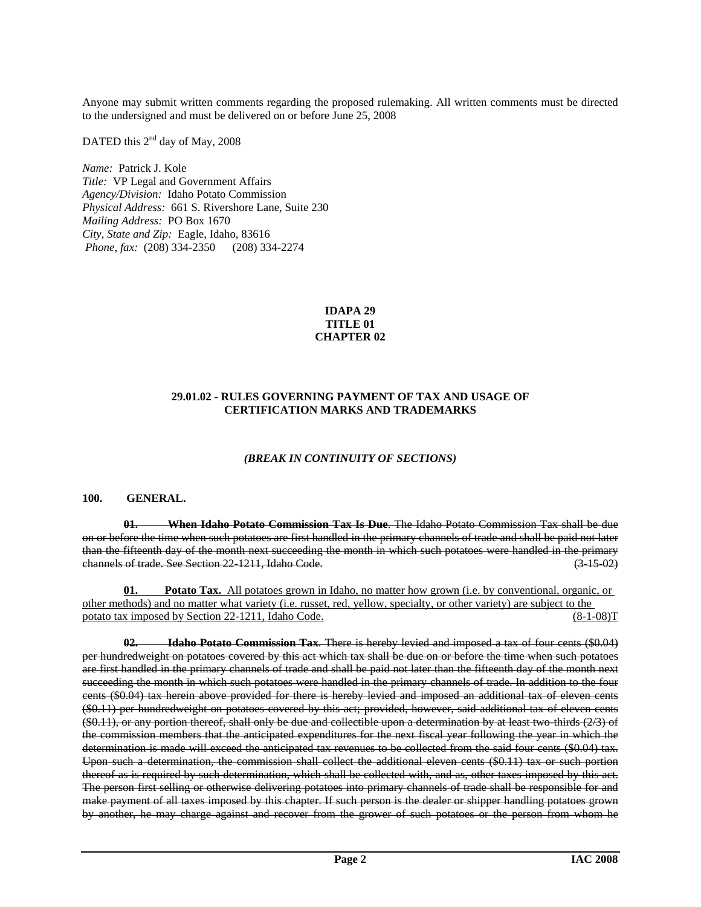Anyone may submit written comments regarding the proposed rulemaking. All written comments must be directed to the undersigned and must be delivered on or before June 25, 2008

DATED this 2nd day of May, 2008

*Name:* Patrick J. Kole
*Title:* VP Legal and Government Affairs
*Agency/Division:* Idaho Potato Commission
*Physical Address:* 661 S. Rivershore Lane, Suite 230
*Mailing Address:* PO Box 1670
*City, State and Zip:* Eagle, Idaho, 83616
*Phone, fax:* (208) 334-2350 (208) 334-2274

**IDAPA 29**
**TITLE 01**
**CHAPTER 02**

**29.01.02 - RULES GOVERNING PAYMENT OF TAX AND USAGE OF CERTIFICATION MARKS AND TRADEMARKS**

***(BREAK IN CONTINUITY OF SECTIONS)***

**100. GENERAL.**

~~**01. When Idaho Potato Commission Tax Is Due**. The Idaho Potato Commission Tax shall be due on or before the time when such potatoes are first handled in the primary channels of trade and shall be paid not later than the fifteenth day of the month next succeeding the month in which such potatoes were handled in the primary channels of trade. See Section 22-1211, Idaho Code. (3-15-02)~~

<u>**01. Potato Tax.** All potatoes grown in Idaho, no matter how grown (i.e. by conventional, organic, or other methods) and no matter what variety (i.e. russet, red, yellow, specialty, or other variety) are subject to the potato tax imposed by Section 22-1211, Idaho Code.</u> <u>(8-1-08)T</u>

~~**02. Idaho Potato Commission Tax**. There is hereby levied and imposed a tax of four cents ($0.04) per hundredweight on potatoes covered by this act which tax shall be due on or before the time when such potatoes are first handled in the primary channels of trade and shall be paid not later than the fifteenth day of the month next succeeding the month in which such potatoes were handled in the primary channels of trade. In addition to the four cents ($0.04) tax herein above provided for there is hereby levied and imposed an additional tax of eleven cents ($0.11) per hundredweight on potatoes covered by this act; provided, however, said additional tax of eleven cents ($0.11), or any portion thereof, shall only be due and collectible upon a determination by at least two-thirds (2/3) of the commission members that the anticipated expenditures for the next fiscal year following the year in which the determination is made will exceed the anticipated tax revenues to be collected from the said four cents ($0.04) tax. Upon such a determination, the commission shall collect the additional eleven cents ($0.11) tax or such portion thereof as is required by such determination, which shall be collected with, and as, other taxes imposed by this act. The person first selling or otherwise delivering potatoes into primary channels of trade shall be responsible for and make payment of all taxes imposed by this chapter. If such person is the dealer or shipper handling potatoes grown by another, he may charge against and recover from the grower of such potatoes or the person from whom he~~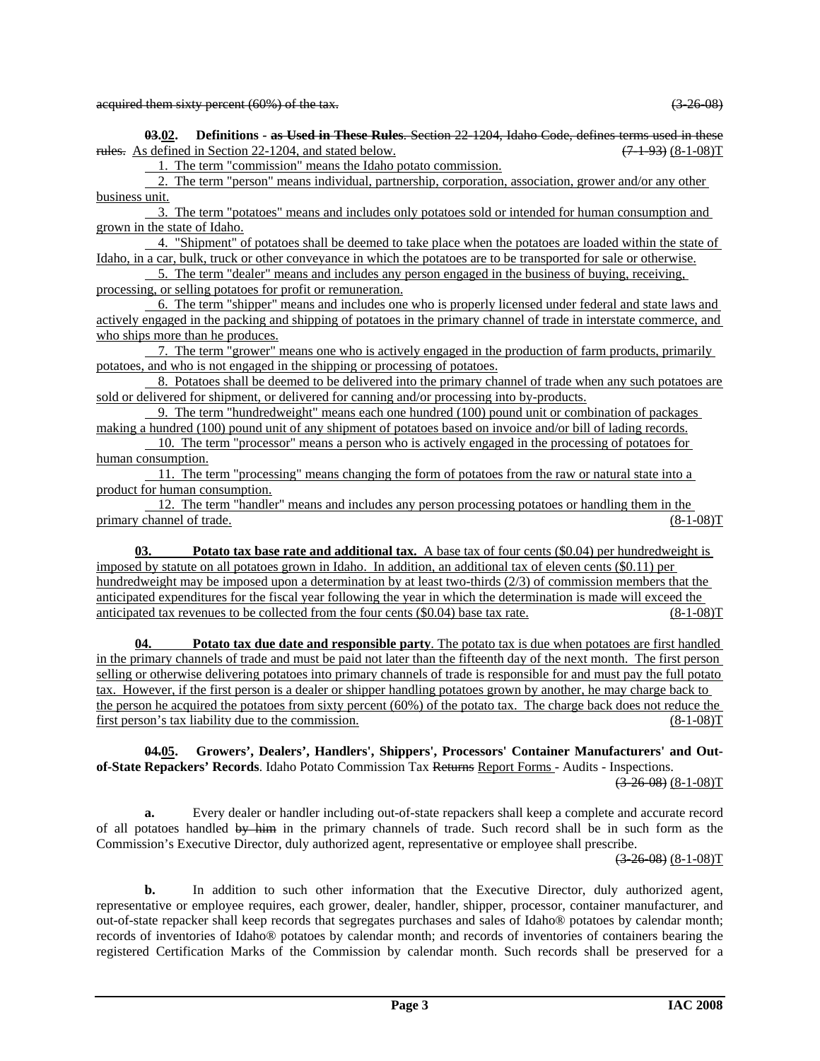~~acquired them sixty percent (60%) of the tax.~~ ~~(3-26-08)~~

**~~03~~.02. Definitions - ~~as Used in These Rules~~**. ~~Section 22-1204, Idaho Code, defines terms used in these rules.~~ As defined in Section 22-1204, and stated below. ~~(7-1-93)~~ (8-1-08)T

1. The term "commission" means the Idaho potato commission.

2. The term "person" means individual, partnership, corporation, association, grower and/or any other business unit.

3. The term "potatoes" means and includes only potatoes sold or intended for human consumption and grown in the state of Idaho.

4. "Shipment" of potatoes shall be deemed to take place when the potatoes are loaded within the state of Idaho, in a car, bulk, truck or other conveyance in which the potatoes are to be transported for sale or otherwise.

5. The term "dealer" means and includes any person engaged in the business of buying, receiving, processing, or selling potatoes for profit or remuneration.

6. The term "shipper" means and includes one who is properly licensed under federal and state laws and actively engaged in the packing and shipping of potatoes in the primary channel of trade in interstate commerce, and who ships more than he produces.

7. The term "grower" means one who is actively engaged in the production of farm products, primarily potatoes, and who is not engaged in the shipping or processing of potatoes.

8. Potatoes shall be deemed to be delivered into the primary channel of trade when any such potatoes are sold or delivered for shipment, or delivered for canning and/or processing into by-products.

9. The term "hundredweight" means each one hundred (100) pound unit or combination of packages making a hundred (100) pound unit of any shipment of potatoes based on invoice and/or bill of lading records.

10. The term "processor" means a person who is actively engaged in the processing of potatoes for human consumption.

11. The term "processing" means changing the form of potatoes from the raw or natural state into a product for human consumption.

12. The term "handler" means and includes any person processing potatoes or handling them in the primary channel of trade. (8-1-08)T

**03. Potato tax base rate and additional tax.** A base tax of four cents ($0.04) per hundredweight is imposed by statute on all potatoes grown in Idaho. In addition, an additional tax of eleven cents ($0.11) per hundredweight may be imposed upon a determination by at least two-thirds (2/3) of commission members that the anticipated expenditures for the fiscal year following the year in which the determination is made will exceed the anticipated tax revenues to be collected from the four cents ($0.04) base tax rate. (8-1-08)T

**04. Potato tax due date and responsible party**. The potato tax is due when potatoes are first handled in the primary channels of trade and must be paid not later than the fifteenth day of the next month. The first person selling or otherwise delivering potatoes into primary channels of trade is responsible for and must pay the full potato tax. However, if the first person is a dealer or shipper handling potatoes grown by another, he may charge back to the person he acquired the potatoes from sixty percent (60%) of the potato tax. The charge back does not reduce the first person's tax liability due to the commission. (8-1-08)T

**~~04~~.05. Growers', Dealers', Handlers', Shippers', Processors' Container Manufacturers' and Out-of-State Repackers' Records**. Idaho Potato Commission Tax ~~Returns~~ Report Forms - Audits - Inspections. ~~(3-26-08)~~ (8-1-08)T

**a.** Every dealer or handler including out-of-state repackers shall keep a complete and accurate record of all potatoes handled ~~by him~~ in the primary channels of trade. Such record shall be in such form as the Commission's Executive Director, duly authorized agent, representative or employee shall prescribe. ~~(3-26-08)~~ (8-1-08)T

**b.** In addition to such other information that the Executive Director, duly authorized agent, representative or employee requires, each grower, dealer, handler, shipper, processor, container manufacturer, and out-of-state repacker shall keep records that segregates purchases and sales of Idaho® potatoes by calendar month; records of inventories of Idaho® potatoes by calendar month; and records of inventories of containers bearing the registered Certification Marks of the Commission by calendar month. Such records shall be preserved for a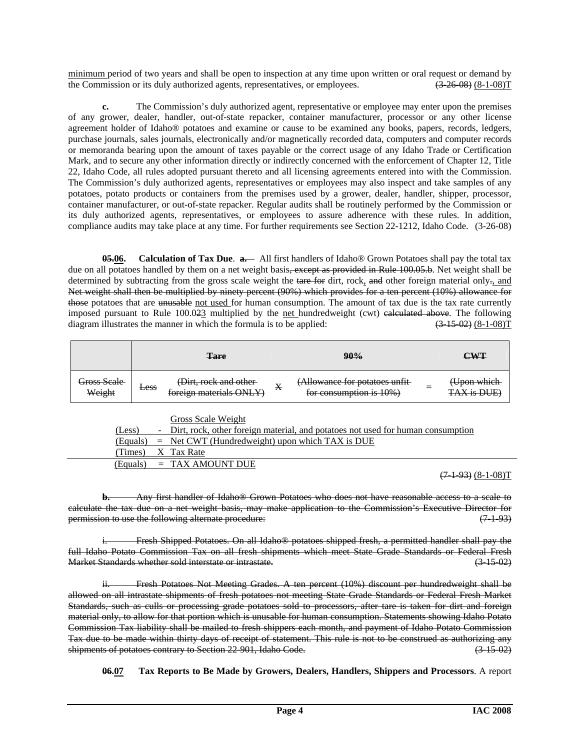minimum period of two years and shall be open to inspection at any time upon written or oral request or demand by the Commission or its duly authorized agents, representatives, or employees. ~~(3-26-08)~~ (8-1-08)T

**c.** The Commission's duly authorized agent, representative or employee may enter upon the premises of any grower, dealer, handler, out-of-state repacker, container manufacturer, processor or any other license agreement holder of Idaho® potatoes and examine or cause to be examined any books, papers, records, ledgers, purchase journals, sales journals, electronically and/or magnetically recorded data, computers and computer records or memoranda bearing upon the amount of taxes payable or the correct usage of any Idaho Trade or Certification Mark, and to secure any other information directly or indirectly concerned with the enforcement of Chapter 12, Title 22, Idaho Code, all rules adopted pursuant thereto and all licensing agreements entered into with the Commission. The Commission's duly authorized agents, representatives or employees may also inspect and take samples of any potatoes, potato products or containers from the premises used by a grower, dealer, handler, shipper, processor, container manufacturer, or out-of-state repacker. Regular audits shall be routinely performed by the Commission or its duly authorized agents, representatives, or employees to assure adherence with these rules. In addition, compliance audits may take place at any time. For further requirements see Section 22-1212, Idaho Code. (3-26-08)

**~~05.~~06. Calculation of Tax Due**. **~~a.~~** All first handlers of Idaho® Grown Potatoes shall pay the total tax due on all potatoes handled by them on a net weight basis~~, except as provided in Rule 100.05.b~~. Net weight shall be determined by subtracting from the gross scale weight the ~~tare for~~ dirt, rock, ~~and~~ other foreign material only~~.~~, and ~~Net weight shall then be multiplied by ninety percent (90%) which provides for a ten percent (10%) allowance for those~~ potatoes that are ~~unusable~~ not used for human consumption. The amount of tax due is the tax rate currently imposed pursuant to Rule 100.0~~2~~3 multiplied by the net hundredweight (cwt) ~~calculated above~~. The following diagram illustrates the manner in which the formula is to be applied: ~~(3-15-02)~~ (8-1-08)T

| | | ~~Tare~~ | | ~~90%~~ | | ~~CWT~~ |
|---|---|---|---|---|---|---|
| ~~Gross Scale Weight~~ | ~~Less~~ | ~~(Dirt, rock and other foreign materials ONLY)~~ | ~~X~~ | ~~(Allowance for potatoes unfit for consumption is 10%)~~ | ~~=~~ | ~~(Upon which TAX is DUE)~~ |

| | | |
|---|---|---|
| | | Gross Scale Weight |
| (Less) | - | Dirt, rock, other foreign material, and potatoes not used for human consumption |
| (Equals) | = | Net CWT (Hundredweight) upon which TAX is DUE |
| (Times) | X | Tax Rate |
| (Equals) | = | TAX AMOUNT DUE |

~~(7-1-93)~~ (8-1-08)T

~~**b.** Any first handler of Idaho® Grown Potatoes who does not have reasonable access to a scale to calculate the tax due on a net weight basis, may make application to the Commission's Executive Director for permission to use the following alternate procedure: (7-1-93)~~

~~i. Fresh Shipped Potatoes. On all Idaho® potatoes shipped fresh, a permitted handler shall pay the full Idaho Potato Commission Tax on all fresh shipments which meet State Grade Standards or Federal Fresh Market Standards whether sold interstate or intrastate. (3-15-02)~~

~~ii. Fresh Potatoes Not Meeting Grades. A ten percent (10%) discount per hundredweight shall be allowed on all intrastate shipments of fresh potatoes not meeting State Grade Standards or Federal Fresh Market Standards, such as culls or processing grade potatoes sold to processors, after tare is taken for dirt and foreign material only, to allow for that portion which is unusable for human consumption. Statements showing Idaho Potato Commission Tax liability shall be mailed to fresh shippers each month, and payment of Idaho Potato Commission Tax due to be made within thirty days of receipt of statement. This rule is not to be construed as authorizing any shipments of potatoes contrary to Section 22-901, Idaho Code. (3-15-02)~~

**~~06~~.07 Tax Reports to Be Made by Growers, Dealers, Handlers, Shippers and Processors**. A report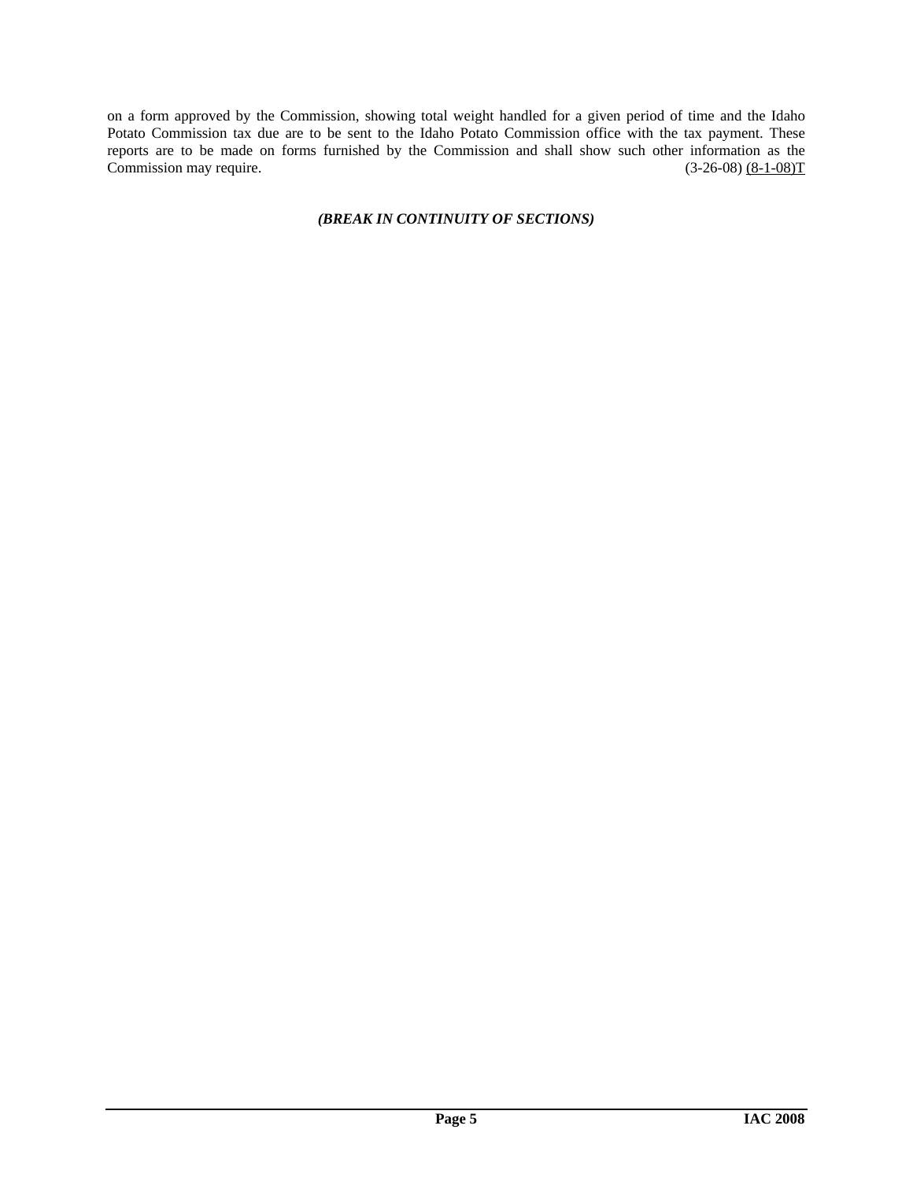on a form approved by the Commission, showing total weight handled for a given period of time and the Idaho Potato Commission tax due are to be sent to the Idaho Potato Commission office with the tax payment. These reports are to be made on forms furnished by the Commission and shall show such other information as the Commission may require. (3-26-08) (8-1-08)T

***(BREAK IN CONTINUITY OF SECTIONS)***